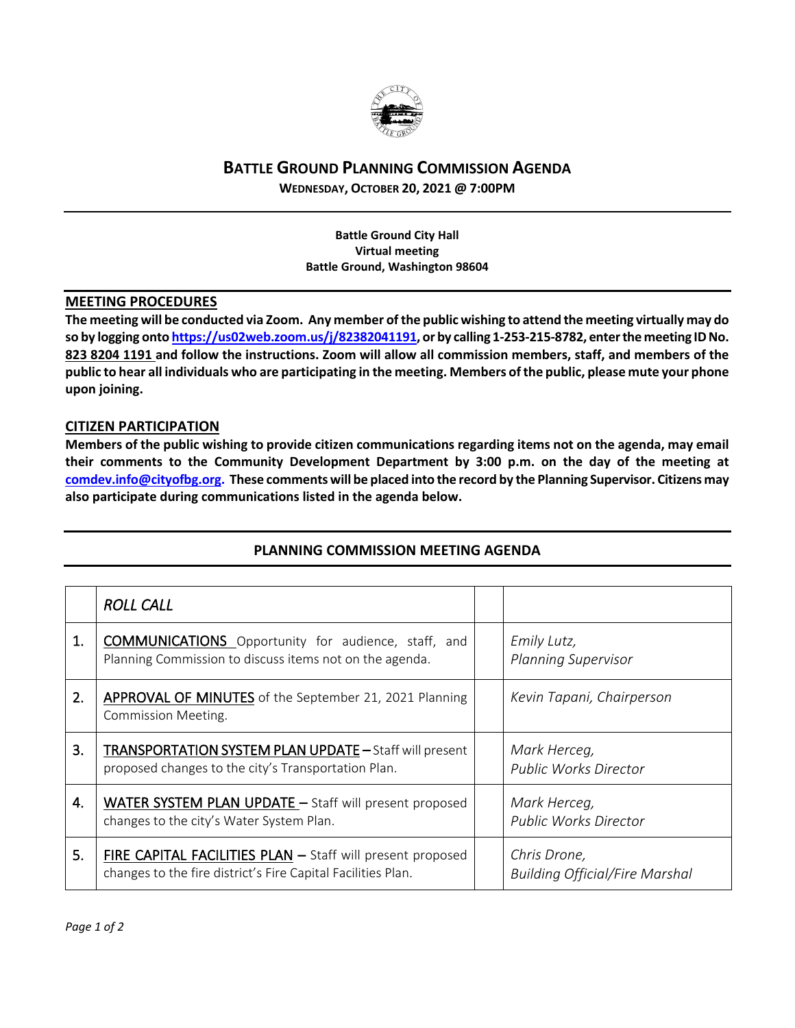# BATTLE GROUND PLANNING COMMISSION AGENDA

**WEDNESDAY, OCTOBER 20, 2021 @ 7:00PM**

**Battle Ground City Hall**
**Virtual meeting**
**Battle Ground, Washington 98604**

## MEETING PROCEDURES

**The meeting will be conducted via Zoom. Any member of the public wishing to attend the meeting virtually may do so by logging onto https://us02web.zoom.us/j/82382041191, or by calling 1-253-215-8782, enter the meeting ID No. 823 8204 1191 and follow the instructions. Zoom will allow all commission members, staff, and members of the public to hear all individuals who are participating in the meeting. Members of the public, please mute your phone upon joining.**

## CITIZEN PARTICIPATION

**Members of the public wishing to provide citizen communications regarding items not on the agenda, may email their comments to the Community Development Department by 3:00 p.m. on the day of the meeting at comdev.info@cityofbg.org. These comments will be placed into the record by the Planning Supervisor. Citizens may also participate during communications listed in the agenda below.**

## PLANNING COMMISSION MEETING AGENDA

| | *ROLL CALL* | | |
|---|---|---|---|
| 1. | COMMUNICATIONS Opportunity for audience, staff, and Planning Commission to discuss items not on the agenda. | | *Emily Lutz, Planning Supervisor* |
| 2. | APPROVAL OF MINUTES of the September 21, 2021 Planning Commission Meeting. | | *Kevin Tapani, Chairperson* |
| 3. | TRANSPORTATION SYSTEM PLAN UPDATE – Staff will present proposed changes to the city's Transportation Plan. | | *Mark Herceg, Public Works Director* |
| 4. | WATER SYSTEM PLAN UPDATE – Staff will present proposed changes to the city's Water System Plan. | | *Mark Herceg, Public Works Director* |
| 5. | FIRE CAPITAL FACILITIES PLAN – Staff will present proposed changes to the fire district's Fire Capital Facilities Plan. | | *Chris Drone, Building Official/Fire Marshal* |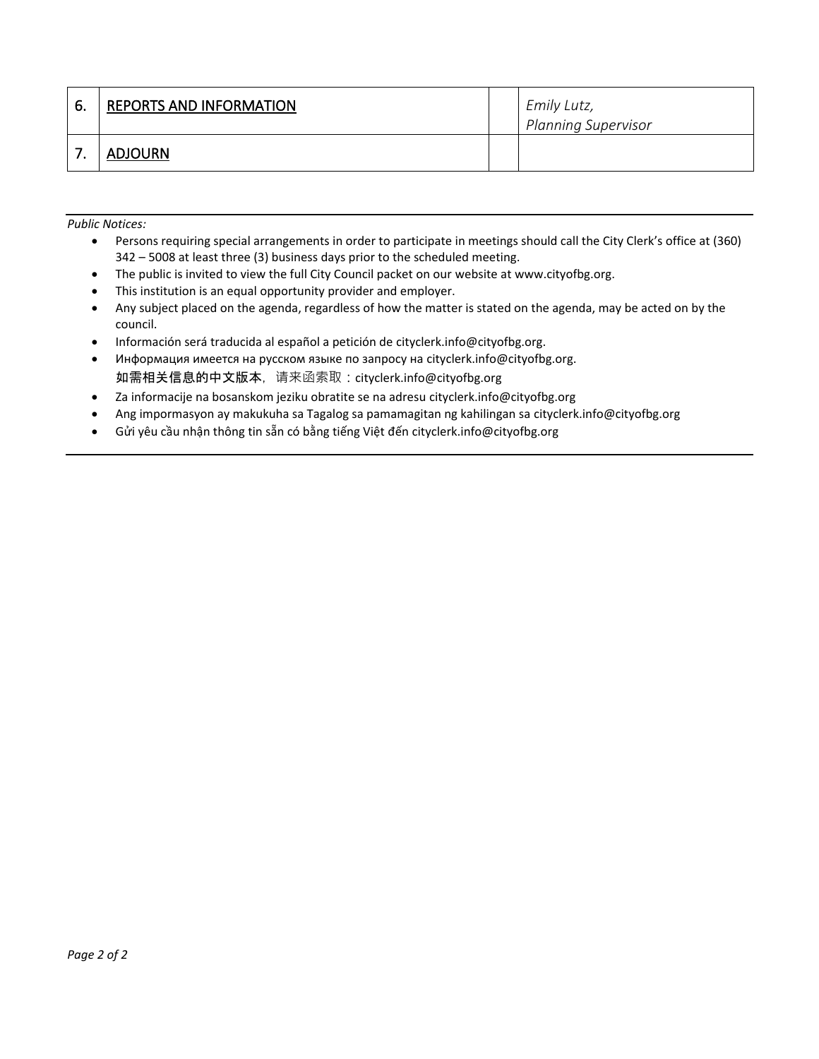| | | | |
|---|---|---|---|
| 6. | <u>REPORTS AND INFORMATION</u> | | *Emily Lutz,*<br>*Planning Supervisor* |
| 7. | <u>ADJOURN</u> | | |

*Public Notices:*

- Persons requiring special arrangements in order to participate in meetings should call the City Clerk's office at (360) 342 – 5008 at least three (3) business days prior to the scheduled meeting.
- The public is invited to view the full City Council packet on our website at www.cityofbg.org.
- This institution is an equal opportunity provider and employer.
- Any subject placed on the agenda, regardless of how the matter is stated on the agenda, may be acted on by the council.
- Información será traducida al español a petición de cityclerk.info@cityofbg.org.
- Информация имеется на русском языке по запросу на cityclerk.info@cityofbg.org.
  **如需相关信息的中文版本**，请来函索取：cityclerk.info@cityofbg.org
- Za informacije na bosanskom jeziku obratite se na adresu cityclerk.info@cityofbg.org
- Ang impormasyon ay makukuha sa Tagalog sa pamamagitan ng kahilingan sa cityclerk.info@cityofbg.org
- Gửi yêu cầu nhận thông tin sẵn có bằng tiếng Việt đến cityclerk.info@cityofbg.org